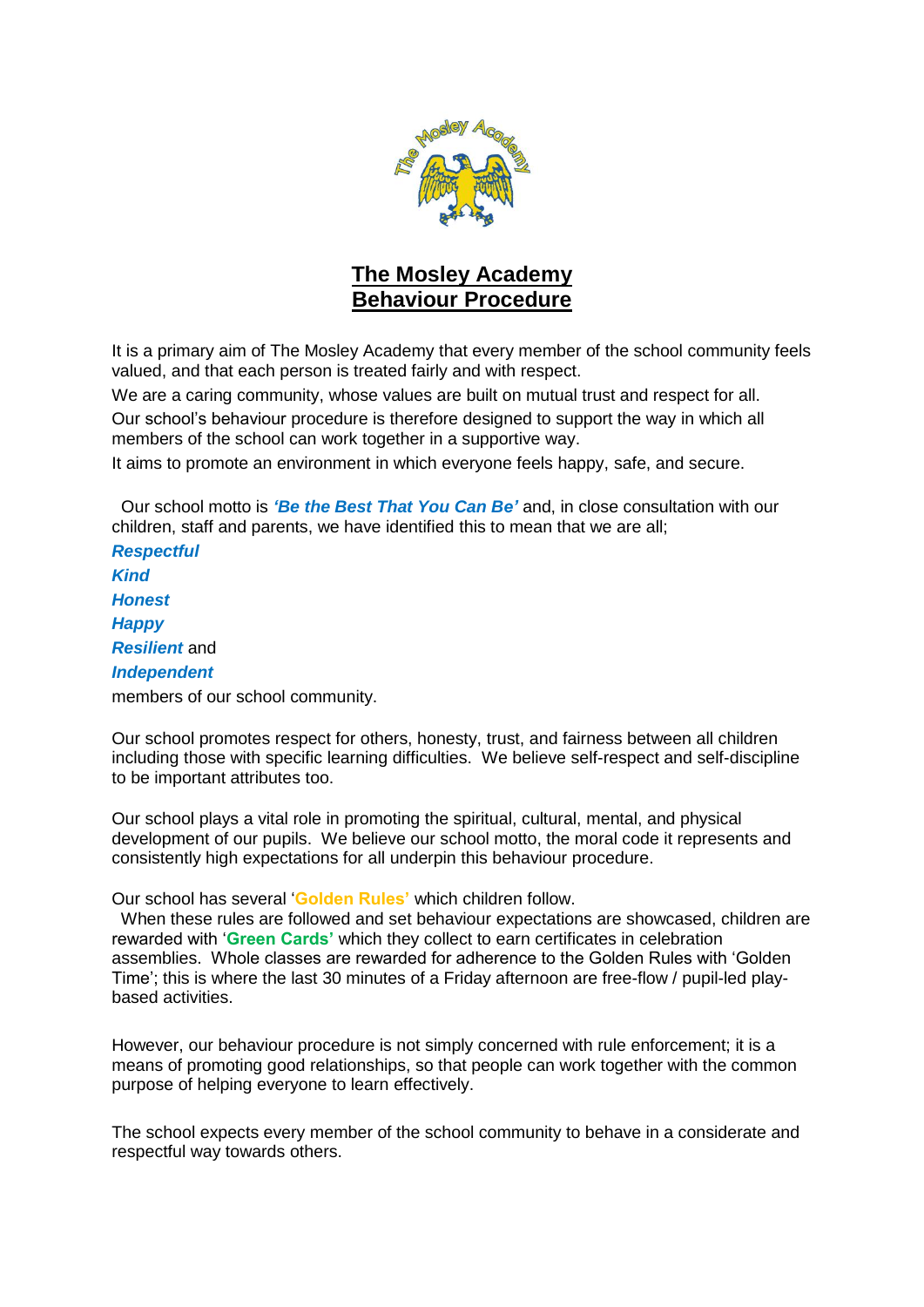# The Mosley Academy Behaviour Procedure

It is a primary aim of The Mosley Academy that every member of the school community feels valued, and that each person is treated fairly and with respect.

We are a caring community, whose values are built on mutual trust and respect for all.

Our school's behaviour procedure is therefore designed to support the way in which all members of the school can work together in a supportive way.

It aims to promote an environment in which everyone feels happy, safe, and secure.

Our school motto is ***'Be the Best That You Can Be'*** and, in close consultation with our children, staff and parents, we have identified this to mean that we are all;

***Respectful***
***Kind***
***Honest***
***Happy***
***Resilient*** and
***Independent***

members of our school community.

Our school promotes respect for others, honesty, trust, and fairness between all children including those with specific learning difficulties. We believe self-respect and self-discipline to be important attributes too.

Our school plays a vital role in promoting the spiritual, cultural, mental, and physical development of our pupils. We believe our school motto, the moral code it represents and consistently high expectations for all underpin this behaviour procedure.

Our school has several '**Golden Rules'** which children follow.

When these rules are followed and set behaviour expectations are showcased, children are rewarded with '**Green Cards'** which they collect to earn certificates in celebration assemblies. Whole classes are rewarded for adherence to the Golden Rules with 'Golden Time'; this is where the last 30 minutes of a Friday afternoon are free-flow / pupil-led play-based activities.

However, our behaviour procedure is not simply concerned with rule enforcement; it is a means of promoting good relationships, so that people can work together with the common purpose of helping everyone to learn effectively.

The school expects every member of the school community to behave in a considerate and respectful way towards others.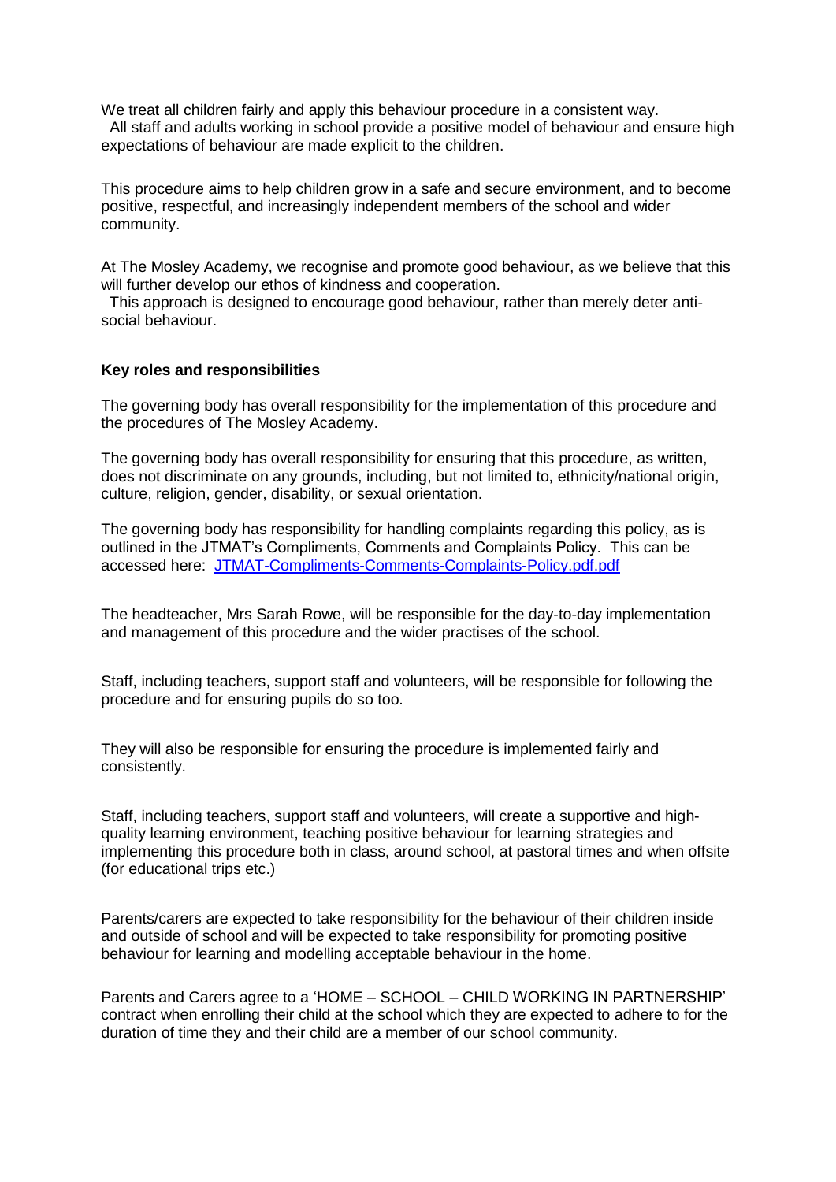We treat all children fairly and apply this behaviour procedure in a consistent way. All staff and adults working in school provide a positive model of behaviour and ensure high expectations of behaviour are made explicit to the children.

This procedure aims to help children grow in a safe and secure environment, and to become positive, respectful, and increasingly independent members of the school and wider community.

At The Mosley Academy, we recognise and promote good behaviour, as we believe that this will further develop our ethos of kindness and cooperation. This approach is designed to encourage good behaviour, rather than merely deter anti-social behaviour.

**Key roles and responsibilities**

The governing body has overall responsibility for the implementation of this procedure and the procedures of The Mosley Academy.

The governing body has overall responsibility for ensuring that this procedure, as written, does not discriminate on any grounds, including, but not limited to, ethnicity/national origin, culture, religion, gender, disability, or sexual orientation.

The governing body has responsibility for handling complaints regarding this policy, as is outlined in the JTMAT's Compliments, Comments and Complaints Policy. This can be accessed here: JTMAT-Compliments-Comments-Complaints-Policy.pdf.pdf

The headteacher, Mrs Sarah Rowe, will be responsible for the day-to-day implementation and management of this procedure and the wider practises of the school.

Staff, including teachers, support staff and volunteers, will be responsible for following the procedure and for ensuring pupils do so too.

They will also be responsible for ensuring the procedure is implemented fairly and consistently.

Staff, including teachers, support staff and volunteers, will create a supportive and high-quality learning environment, teaching positive behaviour for learning strategies and implementing this procedure both in class, around school, at pastoral times and when offsite (for educational trips etc.)

Parents/carers are expected to take responsibility for the behaviour of their children inside and outside of school and will be expected to take responsibility for promoting positive behaviour for learning and modelling acceptable behaviour in the home.

Parents and Carers agree to a 'HOME – SCHOOL – CHILD WORKING IN PARTNERSHIP' contract when enrolling their child at the school which they are expected to adhere to for the duration of time they and their child are a member of our school community.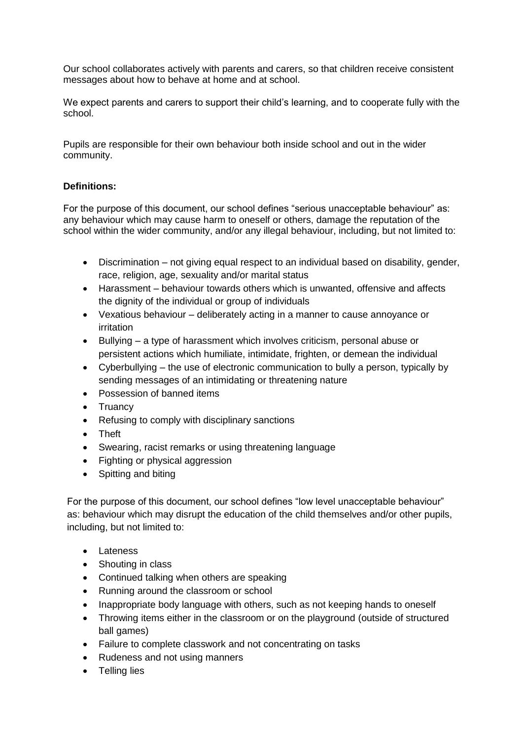Our school collaborates actively with parents and carers, so that children receive consistent messages about how to behave at home and at school.

We expect parents and carers to support their child's learning, and to cooperate fully with the school.

Pupils are responsible for their own behaviour both inside school and out in the wider community.

**Definitions:**

For the purpose of this document, our school defines "serious unacceptable behaviour" as: any behaviour which may cause harm to oneself or others, damage the reputation of the school within the wider community, and/or any illegal behaviour, including, but not limited to:

- Discrimination – not giving equal respect to an individual based on disability, gender, race, religion, age, sexuality and/or marital status
- Harassment – behaviour towards others which is unwanted, offensive and affects the dignity of the individual or group of individuals
- Vexatious behaviour – deliberately acting in a manner to cause annoyance or irritation
- Bullying – a type of harassment which involves criticism, personal abuse or persistent actions which humiliate, intimidate, frighten, or demean the individual
- Cyberbullying – the use of electronic communication to bully a person, typically by sending messages of an intimidating or threatening nature
- Possession of banned items
- Truancy
- Refusing to comply with disciplinary sanctions
- Theft
- Swearing, racist remarks or using threatening language
- Fighting or physical aggression
- Spitting and biting

For the purpose of this document, our school defines "low level unacceptable behaviour" as: behaviour which may disrupt the education of the child themselves and/or other pupils, including, but not limited to:

- Lateness
- Shouting in class
- Continued talking when others are speaking
- Running around the classroom or school
- Inappropriate body language with others, such as not keeping hands to oneself
- Throwing items either in the classroom or on the playground (outside of structured ball games)
- Failure to complete classwork and not concentrating on tasks
- Rudeness and not using manners
- Telling lies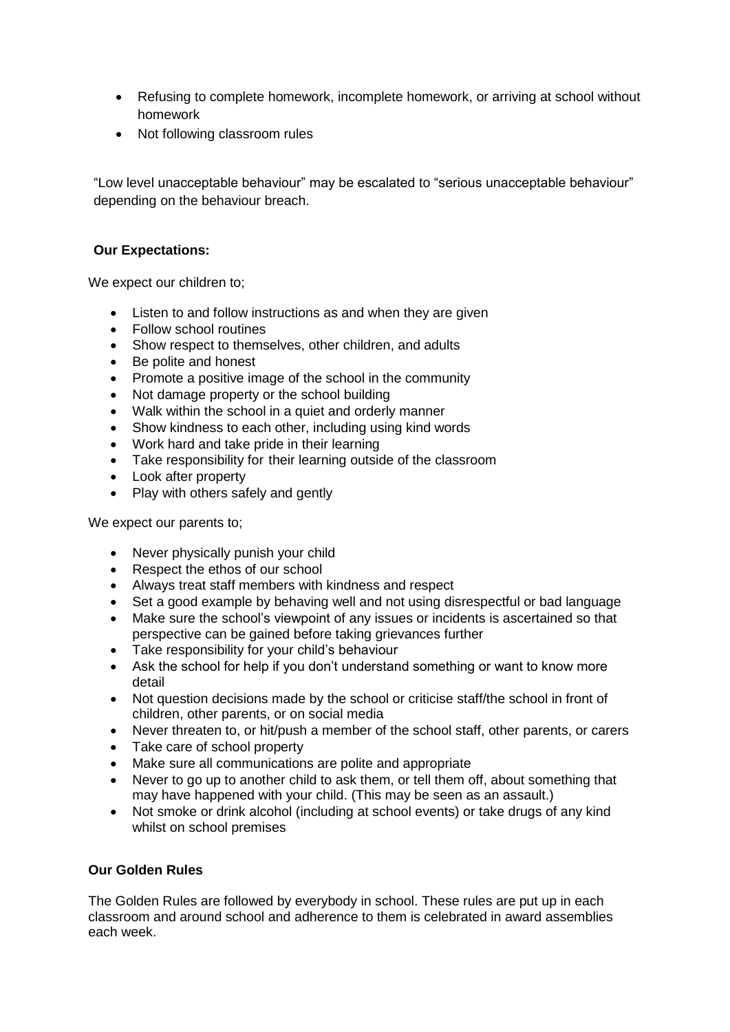- Refusing to complete homework, incomplete homework, or arriving at school without homework
- Not following classroom rules

"Low level unacceptable behaviour" may be escalated to "serious unacceptable behaviour" depending on the behaviour breach.

**Our Expectations:**

We expect our children to;

- Listen to and follow instructions as and when they are given
- Follow school routines
- Show respect to themselves, other children, and adults
- Be polite and honest
- Promote a positive image of the school in the community
- Not damage property or the school building
- Walk within the school in a quiet and orderly manner
- Show kindness to each other, including using kind words
- Work hard and take pride in their learning
- Take responsibility for their learning outside of the classroom
- Look after property
- Play with others safely and gently

We expect our parents to;

- Never physically punish your child
- Respect the ethos of our school
- Always treat staff members with kindness and respect
- Set a good example by behaving well and not using disrespectful or bad language
- Make sure the school's viewpoint of any issues or incidents is ascertained so that perspective can be gained before taking grievances further
- Take responsibility for your child's behaviour
- Ask the school for help if you don't understand something or want to know more detail
- Not question decisions made by the school or criticise staff/the school in front of children, other parents, or on social media
- Never threaten to, or hit/push a member of the school staff, other parents, or carers
- Take care of school property
- Make sure all communications are polite and appropriate
- Never to go up to another child to ask them, or tell them off, about something that may have happened with your child. (This may be seen as an assault.)
- Not smoke or drink alcohol (including at school events) or take drugs of any kind whilst on school premises

**Our Golden Rules**

The Golden Rules are followed by everybody in school. These rules are put up in each classroom and around school and adherence to them is celebrated in award assemblies each week.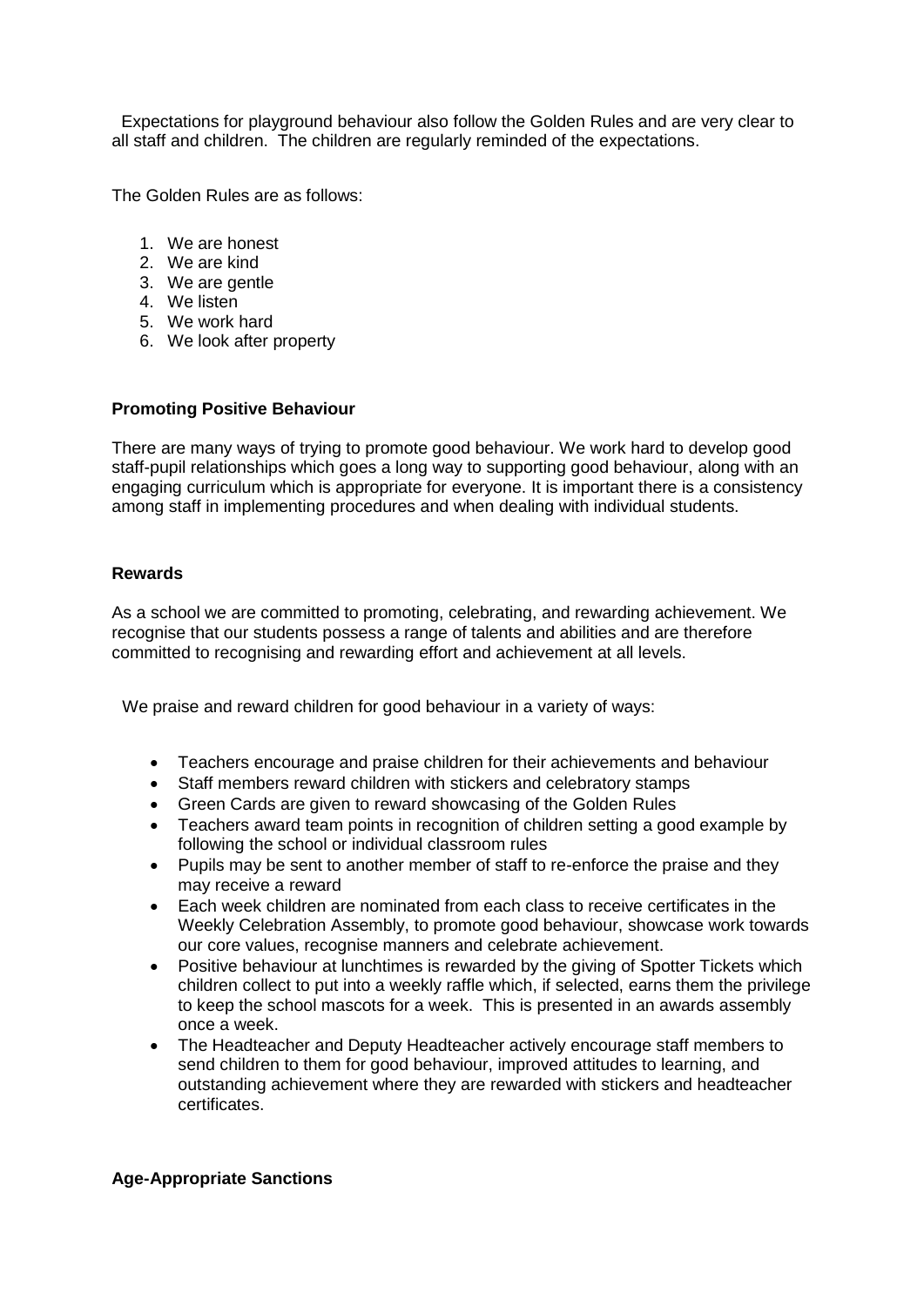Expectations for playground behaviour also follow the Golden Rules and are very clear to all staff and children. The children are regularly reminded of the expectations.

The Golden Rules are as follows:

1. We are honest
2. We are kind
3. We are gentle
4. We listen
5. We work hard
6. We look after property

**Promoting Positive Behaviour**

There are many ways of trying to promote good behaviour. We work hard to develop good staff-pupil relationships which goes a long way to supporting good behaviour, along with an engaging curriculum which is appropriate for everyone. It is important there is a consistency among staff in implementing procedures and when dealing with individual students.

**Rewards**

As a school we are committed to promoting, celebrating, and rewarding achievement. We recognise that our students possess a range of talents and abilities and are therefore committed to recognising and rewarding effort and achievement at all levels.

We praise and reward children for good behaviour in a variety of ways:

- Teachers encourage and praise children for their achievements and behaviour
- Staff members reward children with stickers and celebratory stamps
- Green Cards are given to reward showcasing of the Golden Rules
- Teachers award team points in recognition of children setting a good example by following the school or individual classroom rules
- Pupils may be sent to another member of staff to re-enforce the praise and they may receive a reward
- Each week children are nominated from each class to receive certificates in the Weekly Celebration Assembly, to promote good behaviour, showcase work towards our core values, recognise manners and celebrate achievement.
- Positive behaviour at lunchtimes is rewarded by the giving of Spotter Tickets which children collect to put into a weekly raffle which, if selected, earns them the privilege to keep the school mascots for a week. This is presented in an awards assembly once a week.
- The Headteacher and Deputy Headteacher actively encourage staff members to send children to them for good behaviour, improved attitudes to learning, and outstanding achievement where they are rewarded with stickers and headteacher certificates.

**Age-Appropriate Sanctions**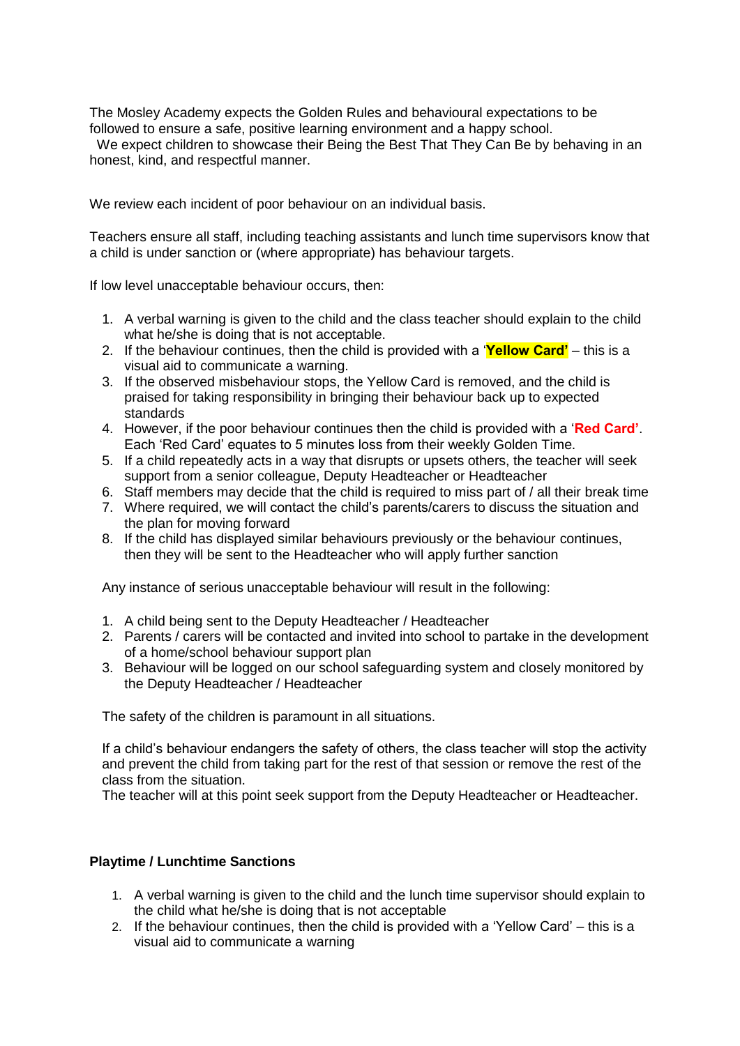The Mosley Academy expects the Golden Rules and behavioural expectations to be followed to ensure a safe, positive learning environment and a happy school.
We expect children to showcase their Being the Best That They Can Be by behaving in an honest, kind, and respectful manner.

We review each incident of poor behaviour on an individual basis.

Teachers ensure all staff, including teaching assistants and lunch time supervisors know that a child is under sanction or (where appropriate) has behaviour targets.

If low level unacceptable behaviour occurs, then:

1. A verbal warning is given to the child and the class teacher should explain to the child what he/she is doing that is not acceptable.
2. If the behaviour continues, then the child is provided with a '**Yellow Card'** – this is a visual aid to communicate a warning.
3. If the observed misbehaviour stops, the Yellow Card is removed, and the child is praised for taking responsibility in bringing their behaviour back up to expected standards
4. However, if the poor behaviour continues then the child is provided with a '**Red Card'**. Each 'Red Card' equates to 5 minutes loss from their weekly Golden Time.
5. If a child repeatedly acts in a way that disrupts or upsets others, the teacher will seek support from a senior colleague, Deputy Headteacher or Headteacher
6. Staff members may decide that the child is required to miss part of / all their break time
7. Where required, we will contact the child's parents/carers to discuss the situation and the plan for moving forward
8. If the child has displayed similar behaviours previously or the behaviour continues, then they will be sent to the Headteacher who will apply further sanction

Any instance of serious unacceptable behaviour will result in the following:

1. A child being sent to the Deputy Headteacher / Headteacher
2. Parents / carers will be contacted and invited into school to partake in the development of a home/school behaviour support plan
3. Behaviour will be logged on our school safeguarding system and closely monitored by the Deputy Headteacher / Headteacher

The safety of the children is paramount in all situations.

If a child's behaviour endangers the safety of others, the class teacher will stop the activity and prevent the child from taking part for the rest of that session or remove the rest of the class from the situation.
The teacher will at this point seek support from the Deputy Headteacher or Headteacher.

**Playtime / Lunchtime Sanctions**

1. A verbal warning is given to the child and the lunch time supervisor should explain to the child what he/she is doing that is not acceptable
2. If the behaviour continues, then the child is provided with a 'Yellow Card' – this is a visual aid to communicate a warning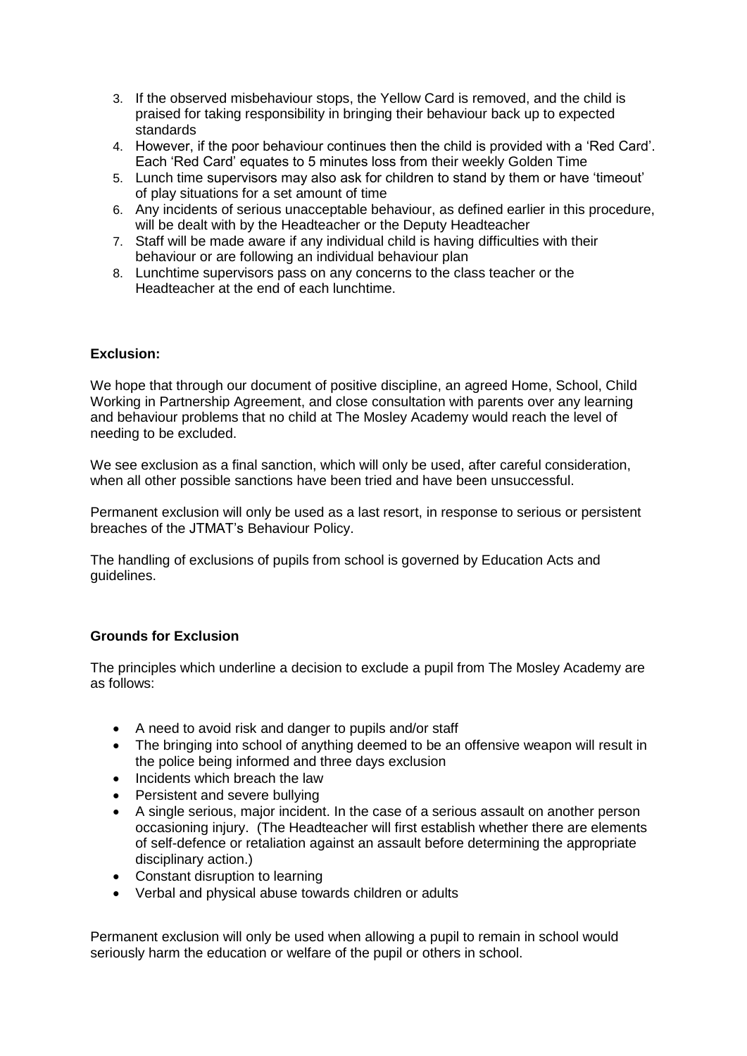3. If the observed misbehaviour stops, the Yellow Card is removed, and the child is praised for taking responsibility in bringing their behaviour back up to expected standards
4. However, if the poor behaviour continues then the child is provided with a 'Red Card'. Each 'Red Card' equates to 5 minutes loss from their weekly Golden Time
5. Lunch time supervisors may also ask for children to stand by them or have 'timeout' of play situations for a set amount of time
6. Any incidents of serious unacceptable behaviour, as defined earlier in this procedure, will be dealt with by the Headteacher or the Deputy Headteacher
7. Staff will be made aware if any individual child is having difficulties with their behaviour or are following an individual behaviour plan
8. Lunchtime supervisors pass on any concerns to the class teacher or the Headteacher at the end of each lunchtime.

**Exclusion:**

We hope that through our document of positive discipline, an agreed Home, School, Child Working in Partnership Agreement, and close consultation with parents over any learning and behaviour problems that no child at The Mosley Academy would reach the level of needing to be excluded.

We see exclusion as a final sanction, which will only be used, after careful consideration, when all other possible sanctions have been tried and have been unsuccessful.

Permanent exclusion will only be used as a last resort, in response to serious or persistent breaches of the JTMAT's Behaviour Policy.

The handling of exclusions of pupils from school is governed by Education Acts and guidelines.

**Grounds for Exclusion**

The principles which underline a decision to exclude a pupil from The Mosley Academy are as follows:

- A need to avoid risk and danger to pupils and/or staff
- The bringing into school of anything deemed to be an offensive weapon will result in the police being informed and three days exclusion
- Incidents which breach the law
- Persistent and severe bullying
- A single serious, major incident. In the case of a serious assault on another person occasioning injury. (The Headteacher will first establish whether there are elements of self-defence or retaliation against an assault before determining the appropriate disciplinary action.)
- Constant disruption to learning
- Verbal and physical abuse towards children or adults

Permanent exclusion will only be used when allowing a pupil to remain in school would seriously harm the education or welfare of the pupil or others in school.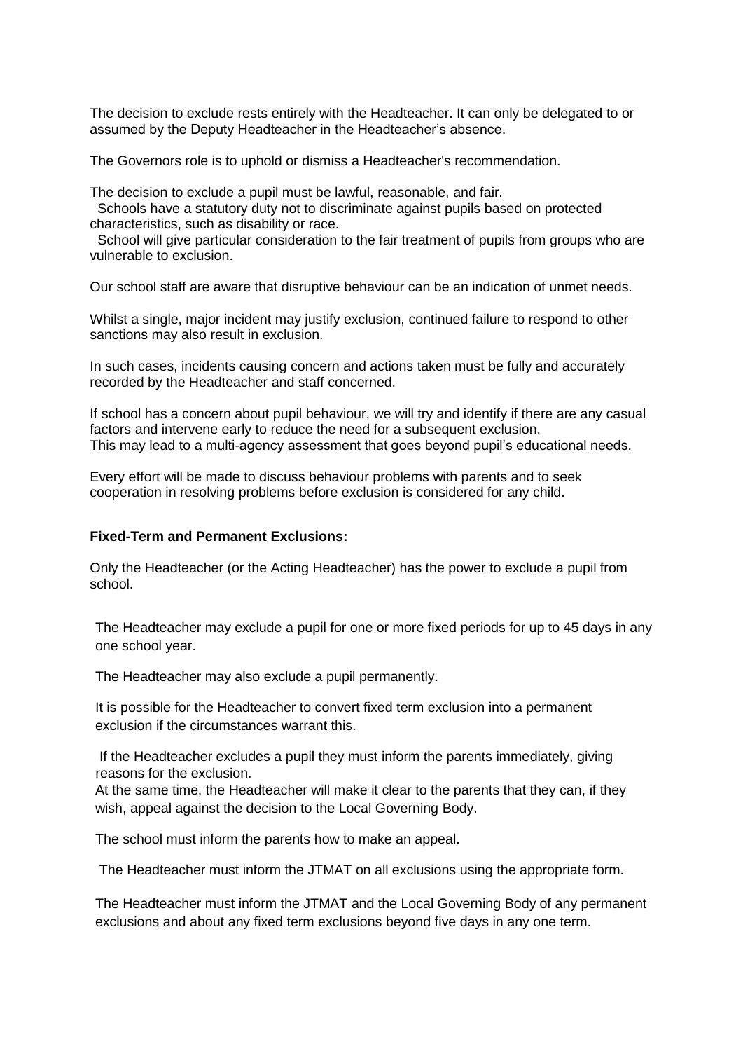The decision to exclude rests entirely with the Headteacher. It can only be delegated to or assumed by the Deputy Headteacher in the Headteacher's absence.

The Governors role is to uphold or dismiss a Headteacher's recommendation.

The decision to exclude a pupil must be lawful, reasonable, and fair.

Schools have a statutory duty not to discriminate against pupils based on protected characteristics, such as disability or race.

School will give particular consideration to the fair treatment of pupils from groups who are vulnerable to exclusion.

Our school staff are aware that disruptive behaviour can be an indication of unmet needs.

Whilst a single, major incident may justify exclusion, continued failure to respond to other sanctions may also result in exclusion.

In such cases, incidents causing concern and actions taken must be fully and accurately recorded by the Headteacher and staff concerned.

If school has a concern about pupil behaviour, we will try and identify if there are any casual factors and intervene early to reduce the need for a subsequent exclusion.
This may lead to a multi-agency assessment that goes beyond pupil's educational needs.

Every effort will be made to discuss behaviour problems with parents and to seek cooperation in resolving problems before exclusion is considered for any child.

**Fixed-Term and Permanent Exclusions:**

Only the Headteacher (or the Acting Headteacher) has the power to exclude a pupil from school.

The Headteacher may exclude a pupil for one or more fixed periods for up to 45 days in any one school year.

The Headteacher may also exclude a pupil permanently.

It is possible for the Headteacher to convert fixed term exclusion into a permanent exclusion if the circumstances warrant this.

If the Headteacher excludes a pupil they must inform the parents immediately, giving reasons for the exclusion.
At the same time, the Headteacher will make it clear to the parents that they can, if they wish, appeal against the decision to the Local Governing Body.

The school must inform the parents how to make an appeal.

The Headteacher must inform the JTMAT on all exclusions using the appropriate form.

The Headteacher must inform the JTMAT and the Local Governing Body of any permanent exclusions and about any fixed term exclusions beyond five days in any one term.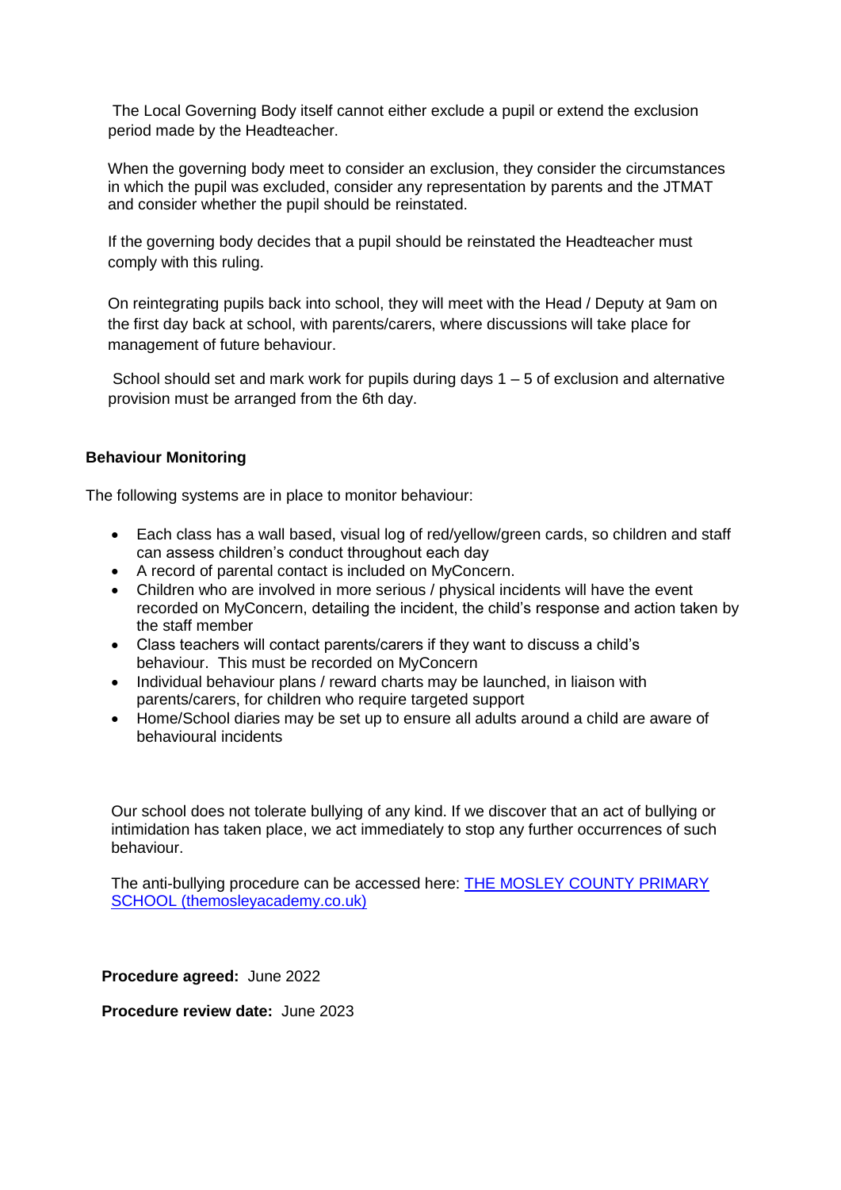The Local Governing Body itself cannot either exclude a pupil or extend the exclusion period made by the Headteacher.

When the governing body meet to consider an exclusion, they consider the circumstances in which the pupil was excluded, consider any representation by parents and the JTMAT and consider whether the pupil should be reinstated.

If the governing body decides that a pupil should be reinstated the Headteacher must comply with this ruling.

On reintegrating pupils back into school, they will meet with the Head / Deputy at 9am on the first day back at school, with parents/carers, where discussions will take place for management of future behaviour.

School should set and mark work for pupils during days 1 – 5 of exclusion and alternative provision must be arranged from the 6th day.

**Behaviour Monitoring**

The following systems are in place to monitor behaviour:

- Each class has a wall based, visual log of red/yellow/green cards, so children and staff can assess children's conduct throughout each day
- A record of parental contact is included on MyConcern.
- Children who are involved in more serious / physical incidents will have the event recorded on MyConcern, detailing the incident, the child's response and action taken by the staff member
- Class teachers will contact parents/carers if they want to discuss a child's behaviour. This must be recorded on MyConcern
- Individual behaviour plans / reward charts may be launched, in liaison with parents/carers, for children who require targeted support
- Home/School diaries may be set up to ensure all adults around a child are aware of behavioural incidents

Our school does not tolerate bullying of any kind. If we discover that an act of bullying or intimidation has taken place, we act immediately to stop any further occurrences of such behaviour.

The anti-bullying procedure can be accessed here: [THE MOSLEY COUNTY PRIMARY SCHOOL (themosleyacademy.co.uk)]

**Procedure agreed:** June 2022

**Procedure review date:** June 2023